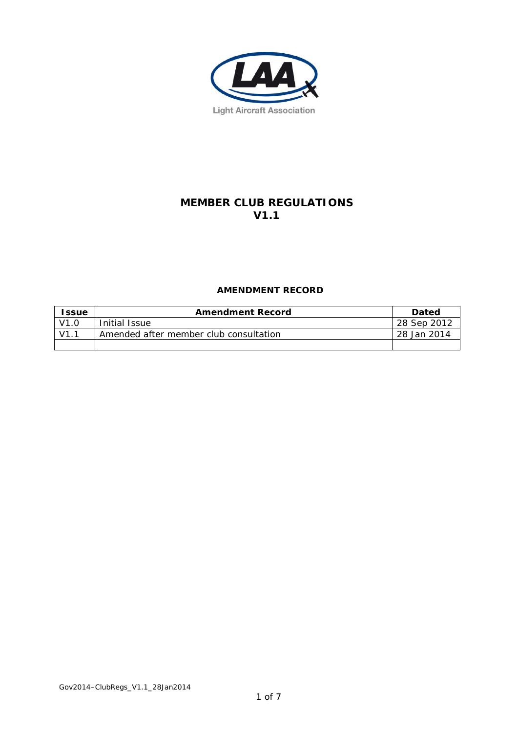Light Aircraft Association

# MEMBER CLUB REGULATIONS
# V1.1

## AMENDMENT RECORD

| Issue | Amendment Record | Dated |
|---|---|---|
| V1.0 | Initial Issue | 28 Sep 2012 |
| V1.1 | Amended after member club consultation | 28 Jan 2014 |
| | | |

Gov2014–ClubRegs_V1.1_28Jan2014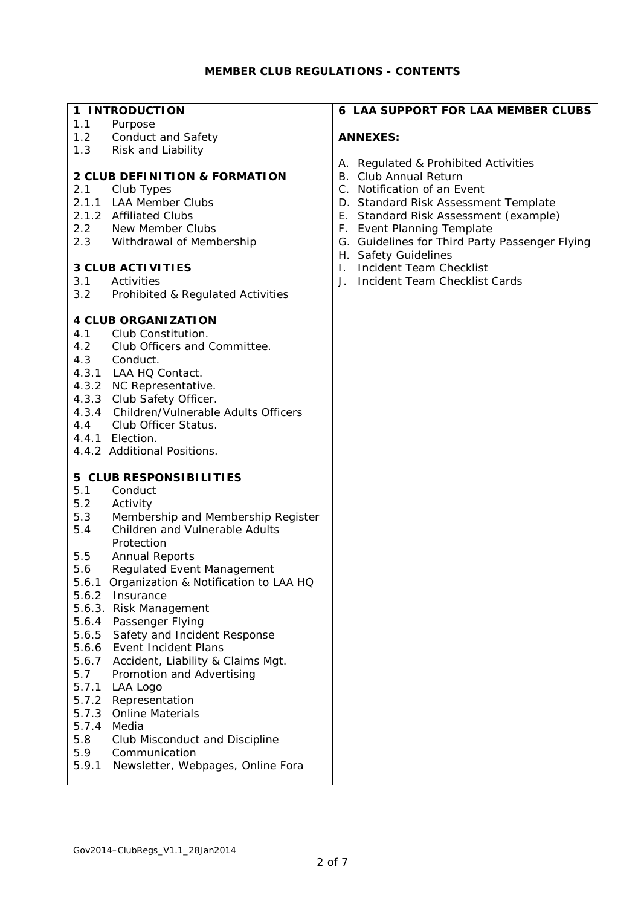# MEMBER CLUB REGULATIONS - CONTENTS

**1 INTRODUCTION**

1.1 Purpose
1.2 Conduct and Safety
1.3 Risk and Liability

**2 CLUB DEFINITION & FORMATION**

2.1 Club Types
2.1.1 LAA Member Clubs
2.1.2 Affiliated Clubs
2.2 New Member Clubs
2.3 Withdrawal of Membership

**3 CLUB ACTIVITIES**

3.1 Activities
3.2 Prohibited & Regulated Activities

**4 CLUB ORGANIZATION**

4.1 Club Constitution.
4.2 Club Officers and Committee.
4.3 Conduct.
4.3.1 LAA HQ Contact.
4.3.2 NC Representative.
4.3.3 Club Safety Officer.
4.3.4 Children/Vulnerable Adults Officers
4.4 Club Officer Status.
4.4.1 Election.
4.4.2 Additional Positions.

**5 CLUB RESPONSIBILITIES**

5.1 Conduct
5.2 Activity
5.3 Membership and Membership Register
5.4 Children and Vulnerable Adults Protection
5.5 Annual Reports
5.6 Regulated Event Management
5.6.1 Organization & Notification to LAA HQ
5.6.2 Insurance
5.6.3. Risk Management
5.6.4 Passenger Flying
5.6.5 Safety and Incident Response
5.6.6 Event Incident Plans
5.6.7 Accident, Liability & Claims Mgt.
5.7 Promotion and Advertising
5.7.1 LAA Logo
5.7.2 Representation
5.7.3 Online Materials
5.7.4 Media
5.8 Club Misconduct and Discipline
5.9 Communication
5.9.1 Newsletter, Webpages, Online Fora

**6 LAA SUPPORT FOR LAA MEMBER CLUBS**

**ANNEXES:**

A. Regulated & Prohibited Activities
B. Club Annual Return
C. Notification of an Event
D. Standard Risk Assessment Template
E. Standard Risk Assessment (example)
F. Event Planning Template
G. Guidelines for Third Party Passenger Flying
H. Safety Guidelines
I. Incident Team Checklist
J. Incident Team Checklist Cards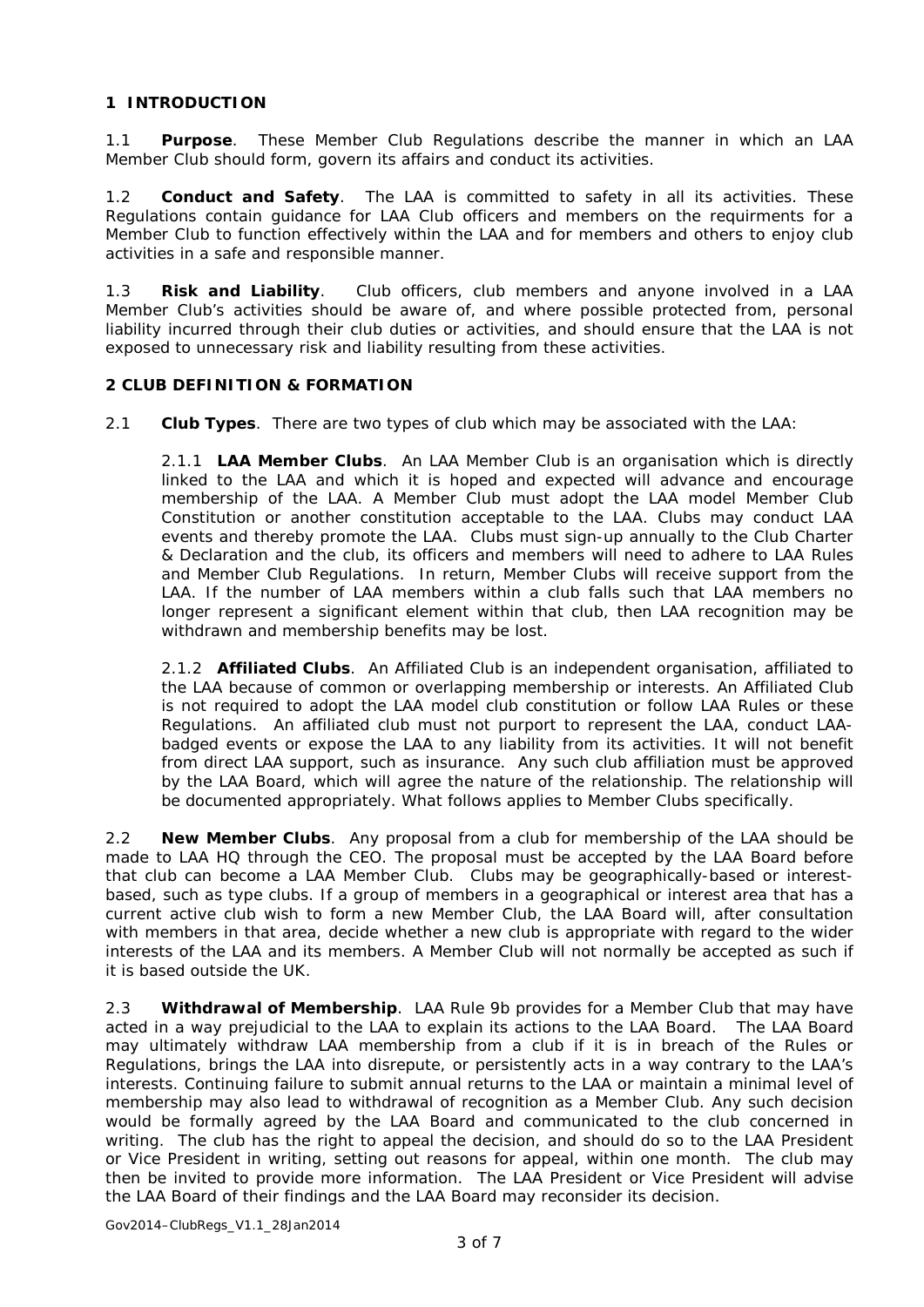## 1 INTRODUCTION

1.1 **Purpose**. These Member Club Regulations describe the manner in which an LAA Member Club should form, govern its affairs and conduct its activities.

1.2 **Conduct and Safety**. The LAA is committed to safety in all its activities. These Regulations contain guidance for LAA Club officers and members on the requirments for a Member Club to function effectively within the LAA and for members and others to enjoy club activities in a safe and responsible manner.

1.3 **Risk and Liability**. Club officers, club members and anyone involved in a LAA Member Club's activities should be aware of, and where possible protected from, personal liability incurred through their club duties or activities, and should ensure that the LAA is not exposed to unnecessary risk and liability resulting from these activities.

## 2 CLUB DEFINITION & FORMATION

2.1 **Club Types**. There are two types of club which may be associated with the LAA:

2.1.1 **LAA Member Clubs**. An LAA Member Club is an organisation which is directly linked to the LAA and which it is hoped and expected will advance and encourage membership of the LAA. A Member Club must adopt the LAA model Member Club Constitution or another constitution acceptable to the LAA. Clubs may conduct LAA events and thereby promote the LAA. Clubs must sign-up annually to the Club Charter & Declaration and the club, its officers and members will need to adhere to LAA Rules and Member Club Regulations. In return, Member Clubs will receive support from the LAA. If the number of LAA members within a club falls such that LAA members no longer represent a significant element within that club, then LAA recognition may be withdrawn and membership benefits may be lost.

2.1.2 **Affiliated Clubs**. An Affiliated Club is an independent organisation, affiliated to the LAA because of common or overlapping membership or interests. An Affiliated Club is not required to adopt the LAA model club constitution or follow LAA Rules or these Regulations. An affiliated club must not purport to represent the LAA, conduct LAA-badged events or expose the LAA to any liability from its activities. It will not benefit from direct LAA support, such as insurance. Any such club affiliation must be approved by the LAA Board, which will agree the nature of the relationship. The relationship will be documented appropriately. What follows applies to Member Clubs specifically.

2.2 **New Member Clubs**. Any proposal from a club for membership of the LAA should be made to LAA HQ through the CEO. The proposal must be accepted by the LAA Board before that club can become a LAA Member Club. Clubs may be geographically-based or interest-based, such as type clubs. If a group of members in a geographical or interest area that has a current active club wish to form a new Member Club, the LAA Board will, after consultation with members in that area, decide whether a new club is appropriate with regard to the wider interests of the LAA and its members. A Member Club will not normally be accepted as such if it is based outside the UK.

2.3 **Withdrawal of Membership**. LAA Rule 9b provides for a Member Club that may have acted in a way prejudicial to the LAA to explain its actions to the LAA Board. The LAA Board may ultimately withdraw LAA membership from a club if it is in breach of the Rules or Regulations, brings the LAA into disrepute, or persistently acts in a way contrary to the LAA's interests. Continuing failure to submit annual returns to the LAA or maintain a minimal level of membership may also lead to withdrawal of recognition as a Member Club. Any such decision would be formally agreed by the LAA Board and communicated to the club concerned in writing. The club has the right to appeal the decision, and should do so to the LAA President or Vice President in writing, setting out reasons for appeal, within one month. The club may then be invited to provide more information. The LAA President or Vice President will advise the LAA Board of their findings and the LAA Board may reconsider its decision.

Gov2014–ClubRegs_V1.1_28Jan2014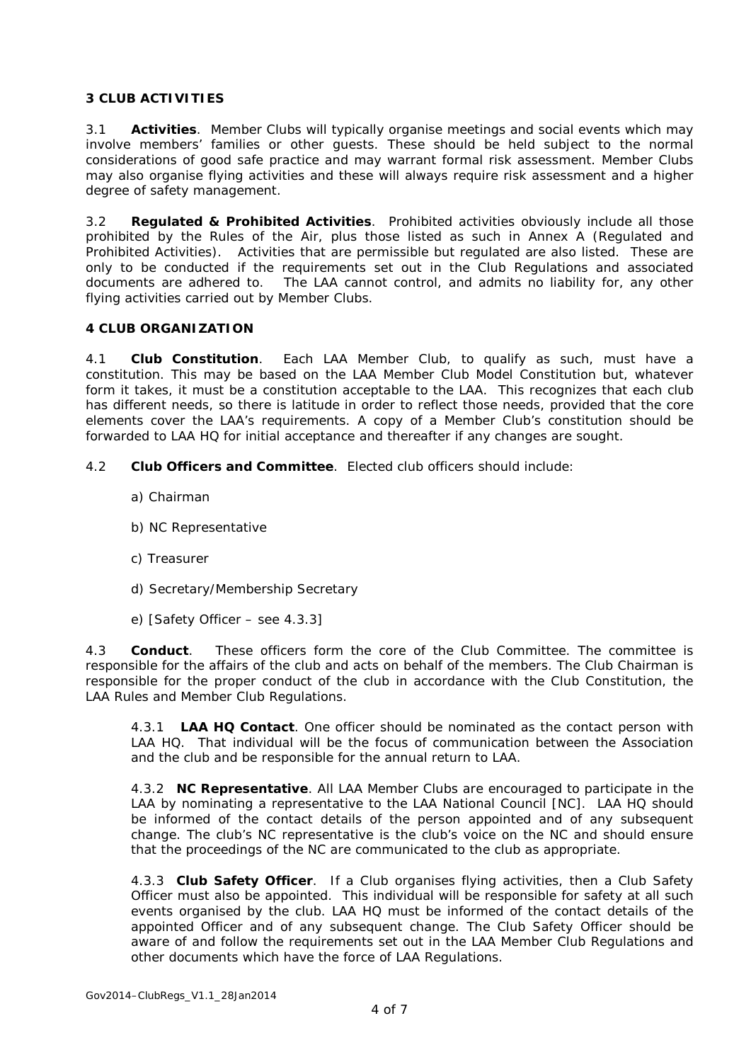## 3 CLUB ACTIVITIES

3.1 **Activities**. Member Clubs will typically organise meetings and social events which may involve members' families or other guests. These should be held subject to the normal considerations of good safe practice and may warrant formal risk assessment. Member Clubs may also organise flying activities and these will always require risk assessment and a higher degree of safety management.

3.2 **Regulated & Prohibited Activities**. Prohibited activities obviously include all those prohibited by the Rules of the Air, plus those listed as such in Annex A (Regulated and Prohibited Activities). Activities that are permissible but regulated are also listed. These are only to be conducted if the requirements set out in the Club Regulations and associated documents are adhered to. The LAA cannot control, and admits no liability for, any other flying activities carried out by Member Clubs.

## 4 CLUB ORGANIZATION

4.1 **Club Constitution**. Each LAA Member Club, to qualify as such, must have a constitution. This may be based on the LAA Member Club Model Constitution but, whatever form it takes, it must be a constitution acceptable to the LAA. This recognizes that each club has different needs, so there is latitude in order to reflect those needs, provided that the core elements cover the LAA's requirements. A copy of a Member Club's constitution should be forwarded to LAA HQ for initial acceptance and thereafter if any changes are sought.

4.2 **Club Officers and Committee**. Elected club officers should include:

a) Chairman

b) NC Representative

c) Treasurer

d) Secretary/Membership Secretary

e) [Safety Officer – see 4.3.3]

4.3 **Conduct**. These officers form the core of the Club Committee. The committee is responsible for the affairs of the club and acts on behalf of the members. The Club Chairman is responsible for the proper conduct of the club in accordance with the Club Constitution, the LAA Rules and Member Club Regulations.

4.3.1 **LAA HQ Contact**. One officer should be nominated as the contact person with LAA HQ. That individual will be the focus of communication between the Association and the club and be responsible for the annual return to LAA.

4.3.2 **NC Representative**. All LAA Member Clubs are encouraged to participate in the LAA by nominating a representative to the LAA National Council [NC]. LAA HQ should be informed of the contact details of the person appointed and of any subsequent change. The club's NC representative is the club's voice on the NC and should ensure that the proceedings of the NC are communicated to the club as appropriate.

4.3.3 **Club Safety Officer**. If a Club organises flying activities, then a Club Safety Officer must also be appointed. This individual will be responsible for safety at all such events organised by the club. LAA HQ must be informed of the contact details of the appointed Officer and of any subsequent change. The Club Safety Officer should be aware of and follow the requirements set out in the LAA Member Club Regulations and other documents which have the force of LAA Regulations.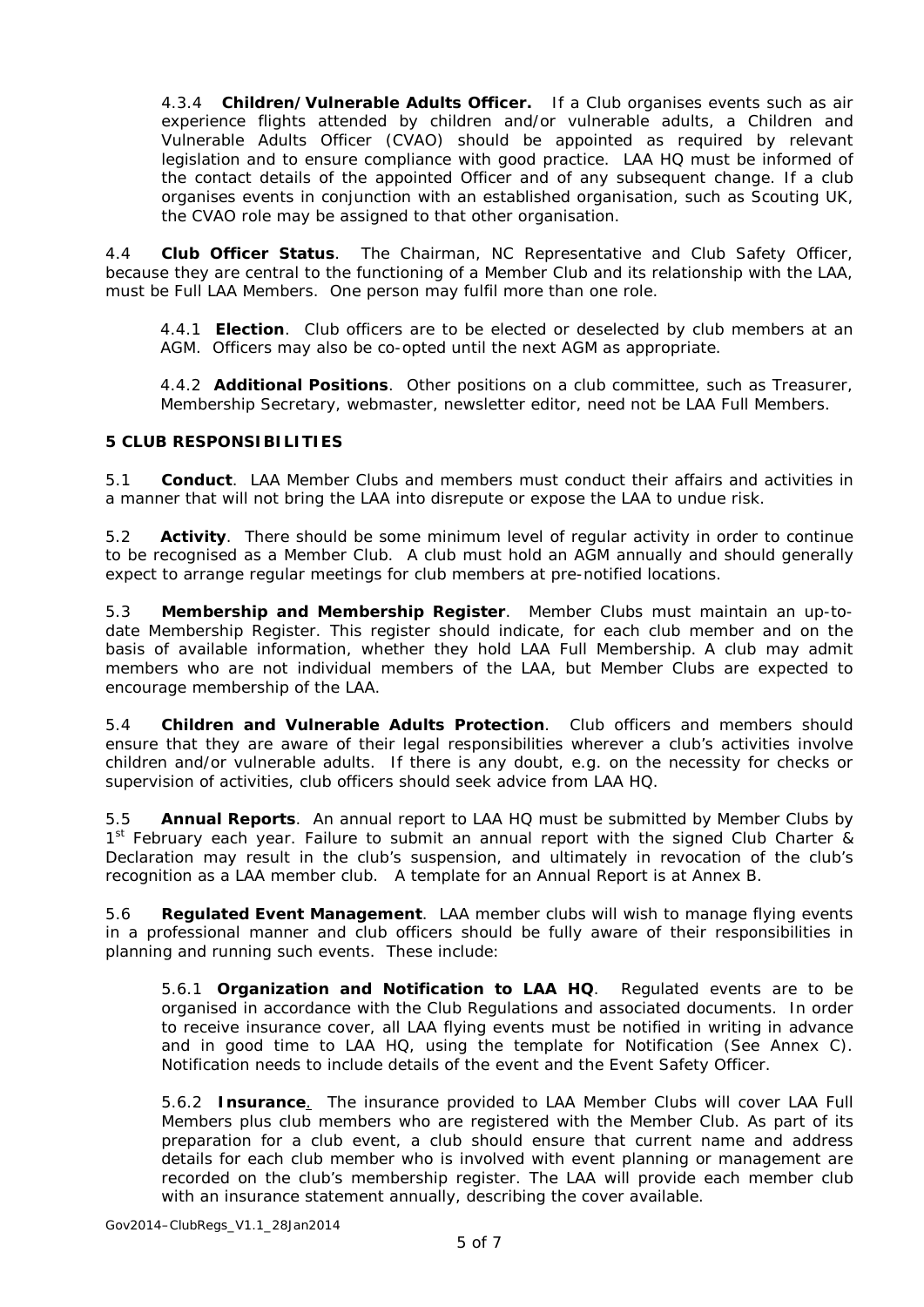4.3.4 **Children/Vulnerable Adults Officer.** If a Club organises events such as air experience flights attended by children and/or vulnerable adults, a Children and Vulnerable Adults Officer (CVAO) should be appointed as required by relevant legislation and to ensure compliance with good practice. LAA HQ must be informed of the contact details of the appointed Officer and of any subsequent change. If a club organises events in conjunction with an established organisation, such as Scouting UK, the CVAO role may be assigned to that other organisation.

4.4 **Club Officer Status**. The Chairman, NC Representative and Club Safety Officer, because they are central to the functioning of a Member Club and its relationship with the LAA, must be Full LAA Members. One person may fulfil more than one role.

4.4.1 **Election**. Club officers are to be elected or deselected by club members at an AGM. Officers may also be co-opted until the next AGM as appropriate.

4.4.2 **Additional Positions**. Other positions on a club committee, such as Treasurer, Membership Secretary, webmaster, newsletter editor, need not be LAA Full Members.

## 5 CLUB RESPONSIBILITIES

5.1 **Conduct**. LAA Member Clubs and members must conduct their affairs and activities in a manner that will not bring the LAA into disrepute or expose the LAA to undue risk.

5.2 **Activity**. There should be some minimum level of regular activity in order to continue to be recognised as a Member Club. A club must hold an AGM annually and should generally expect to arrange regular meetings for club members at pre-notified locations.

5.3 **Membership and Membership Register**. Member Clubs must maintain an up-to-date Membership Register. This register should indicate, for each club member and on the basis of available information, whether they hold LAA Full Membership. A club may admit members who are not individual members of the LAA, but Member Clubs are expected to encourage membership of the LAA.

5.4 **Children and Vulnerable Adults Protection**. Club officers and members should ensure that they are aware of their legal responsibilities wherever a club's activities involve children and/or vulnerable adults. If there is any doubt, e.g. on the necessity for checks or supervision of activities, club officers should seek advice from LAA HQ.

5.5 **Annual Reports**. An annual report to LAA HQ must be submitted by Member Clubs by 1st February each year. Failure to submit an annual report with the signed Club Charter & Declaration may result in the club's suspension, and ultimately in revocation of the club's recognition as a LAA member club. A template for an Annual Report is at Annex B.

5.6 **Regulated Event Management**. LAA member clubs will wish to manage flying events in a professional manner and club officers should be fully aware of their responsibilities in planning and running such events. These include:

5.6.1 **Organization and Notification to LAA HQ**. Regulated events are to be organised in accordance with the Club Regulations and associated documents. In order to receive insurance cover, all LAA flying events must be notified in writing in advance and in good time to LAA HQ, using the template for Notification (See Annex C). Notification needs to include details of the event and the Event Safety Officer.

5.6.2 **Insurance**. The insurance provided to LAA Member Clubs will cover LAA Full Members plus club members who are registered with the Member Club. As part of its preparation for a club event, a club should ensure that current name and address details for each club member who is involved with event planning or management are recorded on the club's membership register. The LAA will provide each member club with an insurance statement annually, describing the cover available.

Gov2014–ClubRegs_V1.1_28Jan2014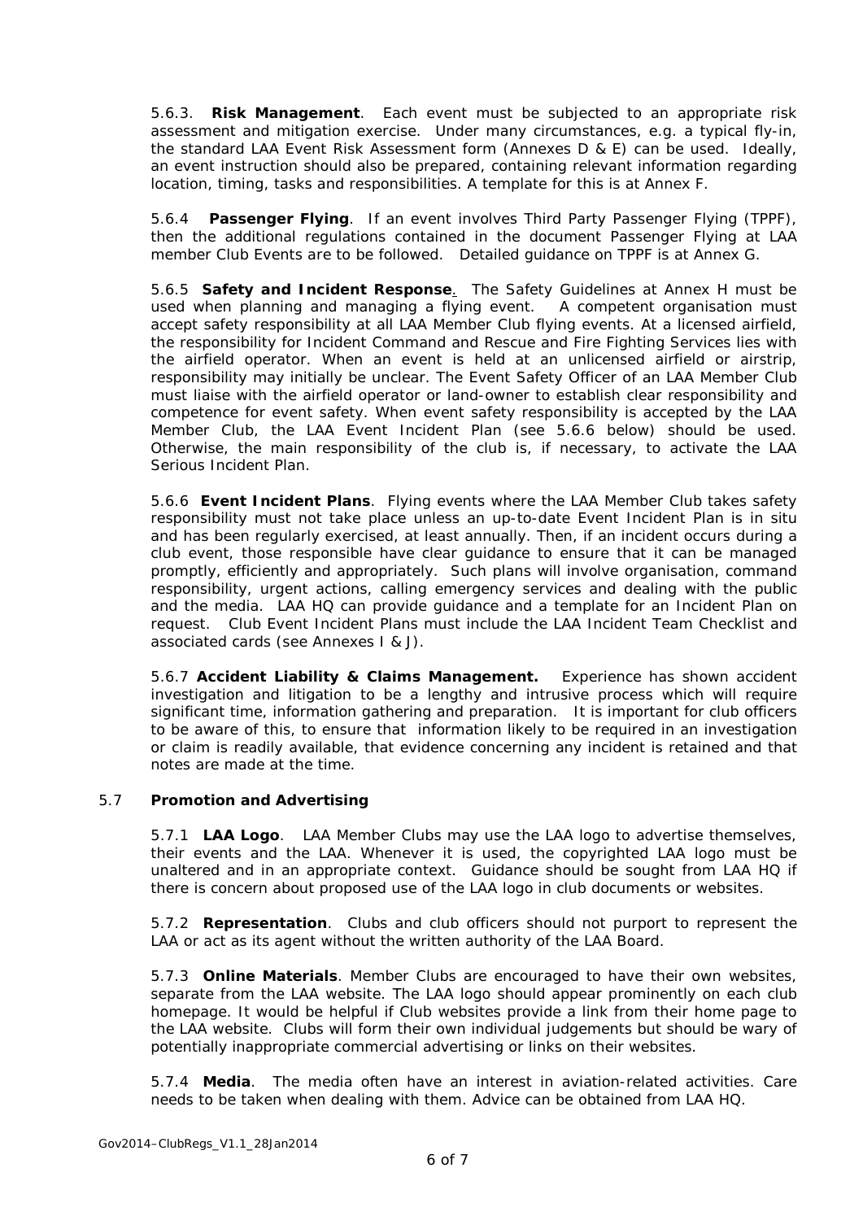5.6.3. **Risk Management**. Each event must be subjected to an appropriate risk assessment and mitigation exercise. Under many circumstances, e.g. a typical fly-in, the standard LAA Event Risk Assessment form (Annexes D & E) can be used. Ideally, an event instruction should also be prepared, containing relevant information regarding location, timing, tasks and responsibilities. A template for this is at Annex F.

5.6.4 **Passenger Flying**. If an event involves Third Party Passenger Flying (TPPF), then the additional regulations contained in the document Passenger Flying at LAA member Club Events are to be followed. Detailed guidance on TPPF is at Annex G.

5.6.5 **Safety and Incident Response**. The Safety Guidelines at Annex H must be used when planning and managing a flying event. A competent organisation must accept safety responsibility at all LAA Member Club flying events. At a licensed airfield, the responsibility for Incident Command and Rescue and Fire Fighting Services lies with the airfield operator. When an event is held at an unlicensed airfield or airstrip, responsibility may initially be unclear. The Event Safety Officer of an LAA Member Club must liaise with the airfield operator or land-owner to establish clear responsibility and competence for event safety. When event safety responsibility is accepted by the LAA Member Club, the LAA Event Incident Plan (see 5.6.6 below) should be used. Otherwise, the main responsibility of the club is, if necessary, to activate the LAA Serious Incident Plan.

5.6.6 **Event Incident Plans**. Flying events where the LAA Member Club takes safety responsibility must not take place unless an up-to-date Event Incident Plan is in situ and has been regularly exercised, at least annually. Then, if an incident occurs during a club event, those responsible have clear guidance to ensure that it can be managed promptly, efficiently and appropriately. Such plans will involve organisation, command responsibility, urgent actions, calling emergency services and dealing with the public and the media. LAA HQ can provide guidance and a template for an Incident Plan on request. Club Event Incident Plans must include the LAA Incident Team Checklist and associated cards (see Annexes I & J).

5.6.7 **Accident Liability & Claims Management.** Experience has shown accident investigation and litigation to be a lengthy and intrusive process which will require significant time, information gathering and preparation. It is important for club officers to be aware of this, to ensure that information likely to be required in an investigation or claim is readily available, that evidence concerning any incident is retained and that notes are made at the time.

### 5.7 Promotion and Advertising

5.7.1 **LAA Logo**. LAA Member Clubs may use the LAA logo to advertise themselves, their events and the LAA. Whenever it is used, the copyrighted LAA logo must be unaltered and in an appropriate context. Guidance should be sought from LAA HQ if there is concern about proposed use of the LAA logo in club documents or websites.

5.7.2 **Representation**. Clubs and club officers should not purport to represent the LAA or act as its agent without the written authority of the LAA Board.

5.7.3 **Online Materials**. Member Clubs are encouraged to have their own websites, separate from the LAA website. The LAA logo should appear prominently on each club homepage. It would be helpful if Club websites provide a link from their home page to the LAA website. Clubs will form their own individual judgements but should be wary of potentially inappropriate commercial advertising or links on their websites.

5.7.4 **Media**. The media often have an interest in aviation-related activities. Care needs to be taken when dealing with them. Advice can be obtained from LAA HQ.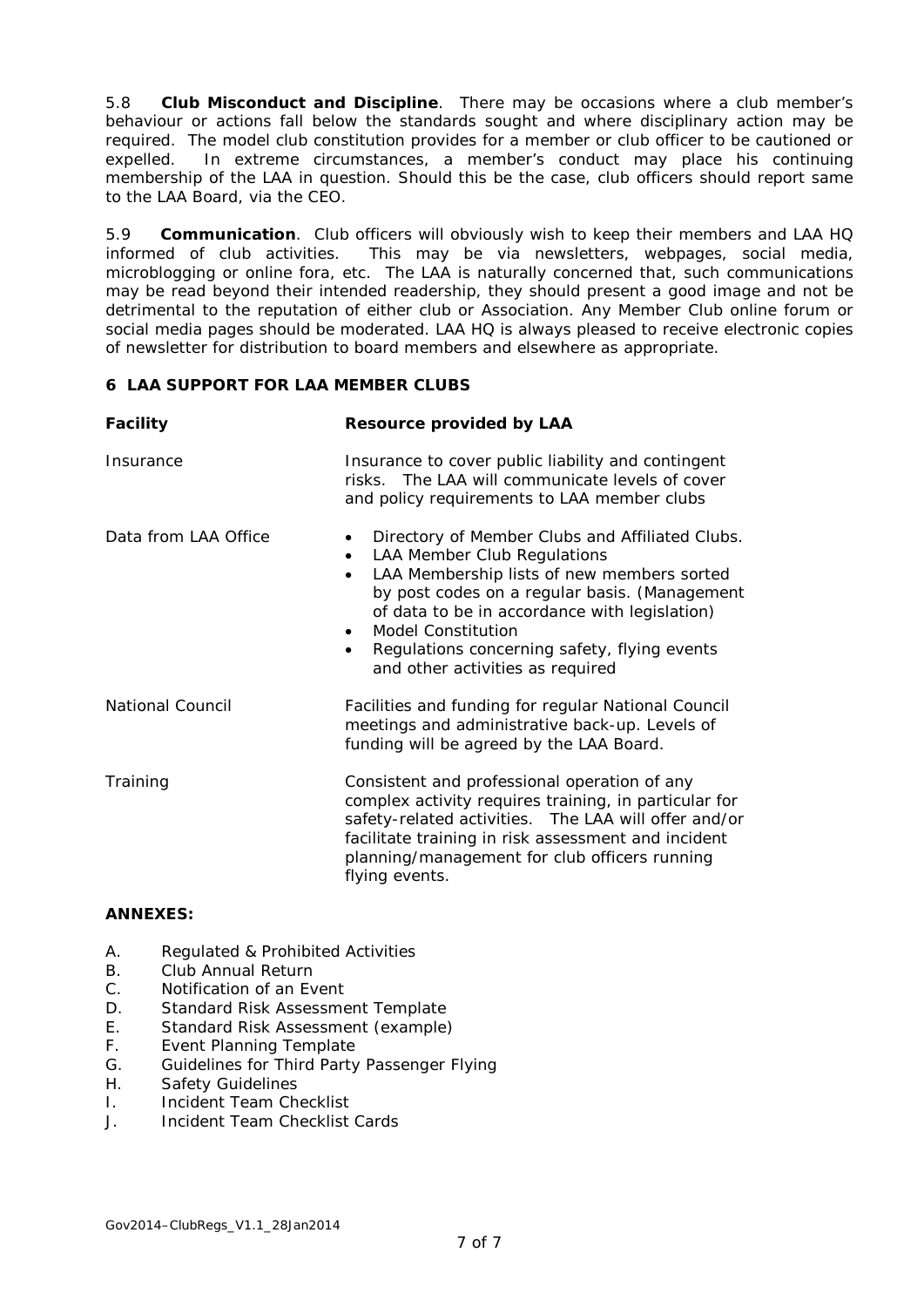5.8 **Club Misconduct and Discipline**. There may be occasions where a club member's behaviour or actions fall below the standards sought and where disciplinary action may be required. The model club constitution provides for a member or club officer to be cautioned or expelled. In extreme circumstances, a member's conduct may place his continuing membership of the LAA in question. Should this be the case, club officers should report same to the LAA Board, via the CEO.

5.9 **Communication**. Club officers will obviously wish to keep their members and LAA HQ informed of club activities. This may be via newsletters, webpages, social media, microblogging or online fora, etc. The LAA is naturally concerned that, such communications may be read beyond their intended readership, they should present a good image and not be detrimental to the reputation of either club or Association. Any Member Club online forum or social media pages should be moderated. LAA HQ is always pleased to receive electronic copies of newsletter for distribution to board members and elsewhere as appropriate.

## 6 LAA SUPPORT FOR LAA MEMBER CLUBS

| Facility | Resource provided by LAA |
|---|---|
| Insurance | Insurance to cover public liability and contingent risks. The LAA will communicate levels of cover and policy requirements to LAA member clubs |
| Data from LAA Office | • Directory of Member Clubs and Affiliated Clubs.<br>• LAA Member Club Regulations<br>• LAA Membership lists of new members sorted by post codes on a regular basis. (Management of data to be in accordance with legislation)<br>• Model Constitution<br>• Regulations concerning safety, flying events and other activities as required |
| National Council | Facilities and funding for regular National Council meetings and administrative back-up. Levels of funding will be agreed by the LAA Board. |
| Training | Consistent and professional operation of any complex activity requires training, in particular for safety-related activities. The LAA will offer and/or facilitate training in risk assessment and incident planning/management for club officers running flying events. |

**ANNEXES:**

A. Regulated & Prohibited Activities
B. Club Annual Return
C. Notification of an Event
D. Standard Risk Assessment Template
E. Standard Risk Assessment (example)
F. Event Planning Template
G. Guidelines for Third Party Passenger Flying
H. Safety Guidelines
I. Incident Team Checklist
J. Incident Team Checklist Cards

Gov2014–ClubRegs_V1.1_28Jan2014